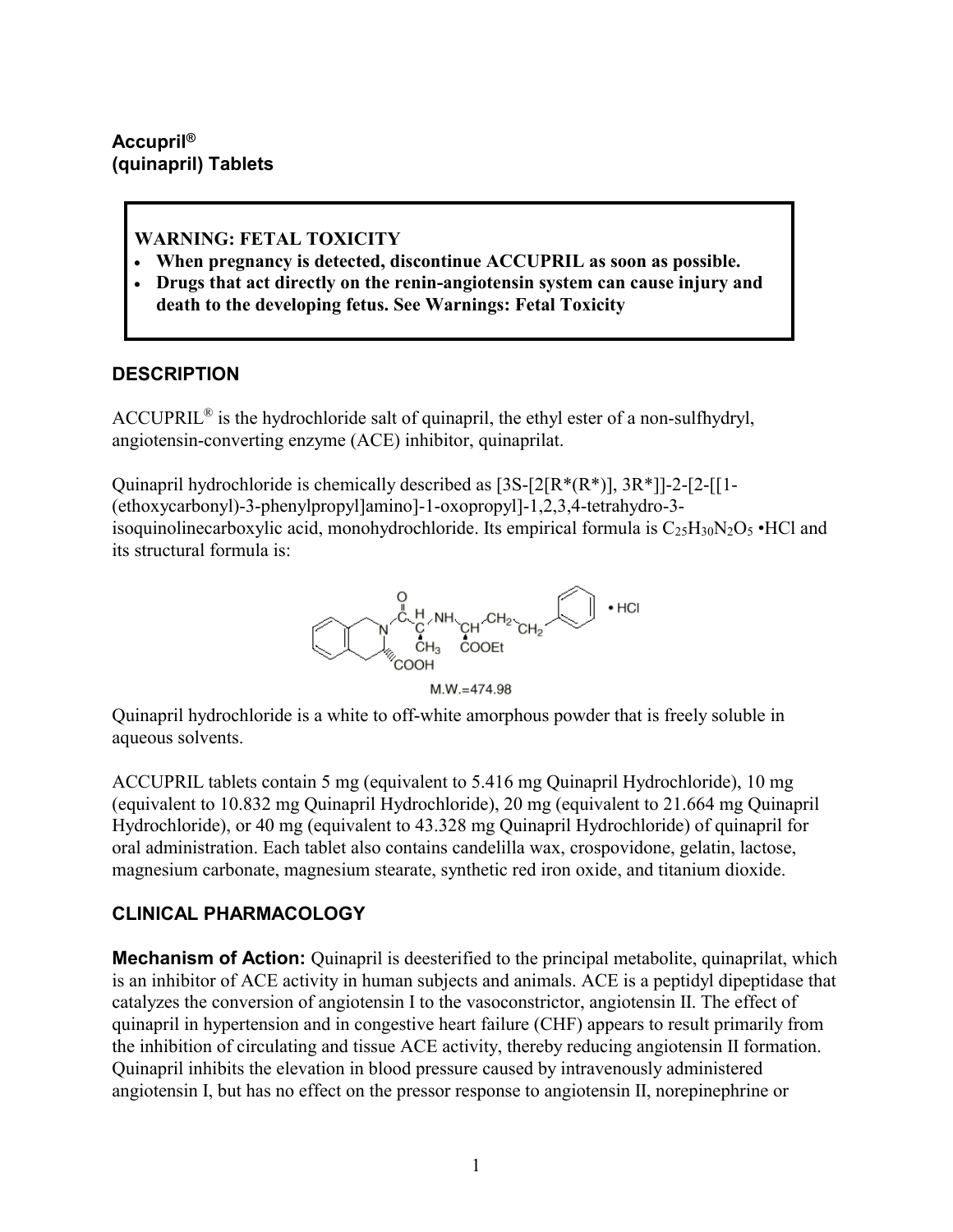**Accupril®**
**(quinapril) Tablets**

**WARNING: FETAL TOXICITY**

- **When pregnancy is detected, discontinue ACCUPRIL as soon as possible.**
- **Drugs that act directly on the renin-angiotensin system can cause injury and death to the developing fetus. See Warnings: Fetal Toxicity**

## DESCRIPTION

ACCUPRIL® is the hydrochloride salt of quinapril, the ethyl ester of a non-sulfhydryl, angiotensin-converting enzyme (ACE) inhibitor, quinaprilat.

Quinapril hydrochloride is chemically described as [3S-[2[R*(R*)], 3R*]]-2-[2-[[1-(ethoxycarbonyl)-3-phenylpropyl]amino]-1-oxopropyl]-1,2,3,4-tetrahydro-3-isoquinolinecarboxylic acid, monohydrochloride. Its empirical formula is $C_{25}H_{30}N_2O_5$ •HCl and its structural formula is:

M.W.=474.98

Quinapril hydrochloride is a white to off-white amorphous powder that is freely soluble in aqueous solvents.

ACCUPRIL tablets contain 5 mg (equivalent to 5.416 mg Quinapril Hydrochloride), 10 mg (equivalent to 10.832 mg Quinapril Hydrochloride), 20 mg (equivalent to 21.664 mg Quinapril Hydrochloride), or 40 mg (equivalent to 43.328 mg Quinapril Hydrochloride) of quinapril for oral administration. Each tablet also contains candelilla wax, crospovidone, gelatin, lactose, magnesium carbonate, magnesium stearate, synthetic red iron oxide, and titanium dioxide.

## CLINICAL PHARMACOLOGY

**Mechanism of Action:** Quinapril is deesterified to the principal metabolite, quinaprilat, which is an inhibitor of ACE activity in human subjects and animals. ACE is a peptidyl dipeptidase that catalyzes the conversion of angiotensin I to the vasoconstrictor, angiotensin II. The effect of quinapril in hypertension and in congestive heart failure (CHF) appears to result primarily from the inhibition of circulating and tissue ACE activity, thereby reducing angiotensin II formation. Quinapril inhibits the elevation in blood pressure caused by intravenously administered angiotensin I, but has no effect on the pressor response to angiotensin II, norepinephrine or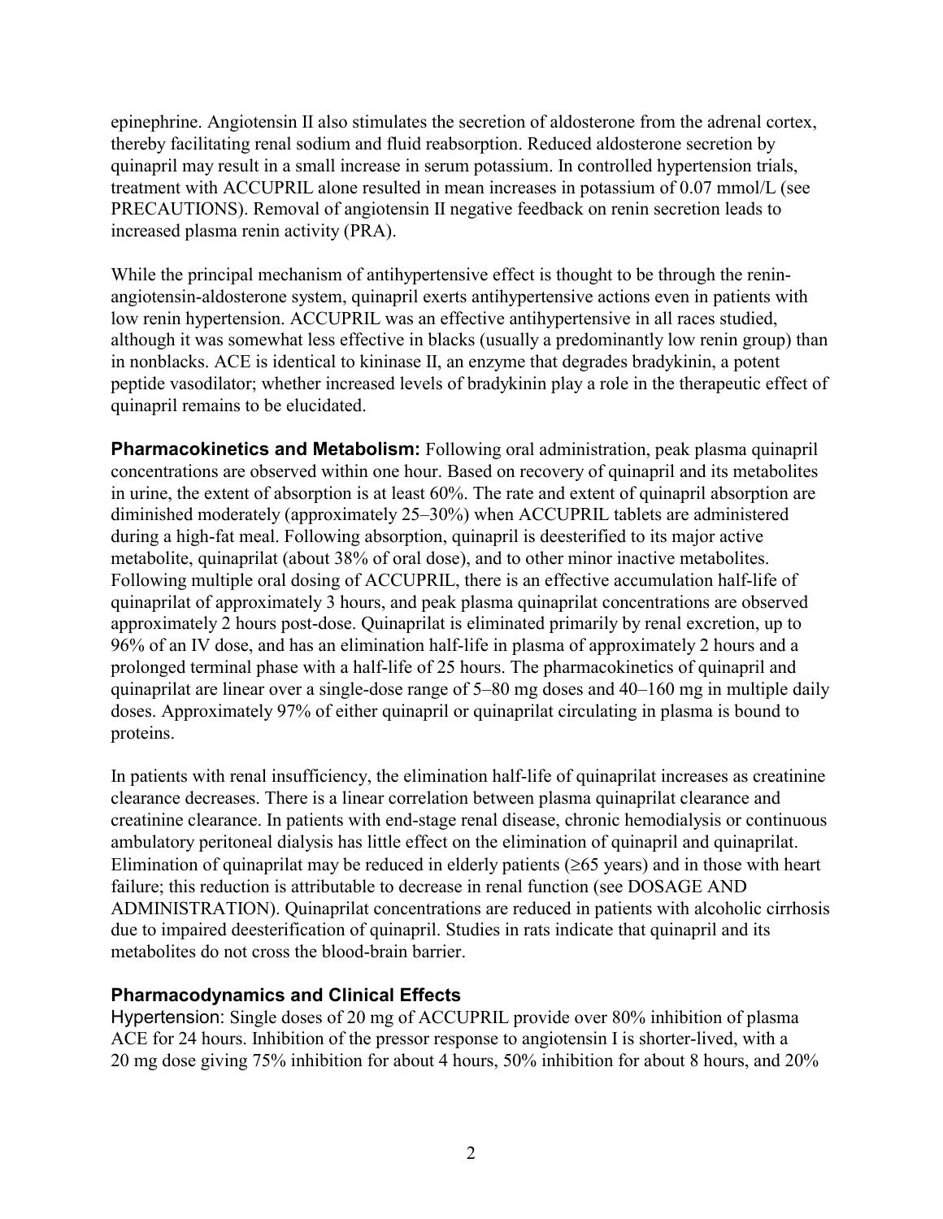epinephrine. Angiotensin II also stimulates the secretion of aldosterone from the adrenal cortex, thereby facilitating renal sodium and fluid reabsorption. Reduced aldosterone secretion by quinapril may result in a small increase in serum potassium. In controlled hypertension trials, treatment with ACCUPRIL alone resulted in mean increases in potassium of 0.07 mmol/L (see PRECAUTIONS). Removal of angiotensin II negative feedback on renin secretion leads to increased plasma renin activity (PRA).

While the principal mechanism of antihypertensive effect is thought to be through the renin-angiotensin-aldosterone system, quinapril exerts antihypertensive actions even in patients with low renin hypertension. ACCUPRIL was an effective antihypertensive in all races studied, although it was somewhat less effective in blacks (usually a predominantly low renin group) than in nonblacks. ACE is identical to kininase II, an enzyme that degrades bradykinin, a potent peptide vasodilator; whether increased levels of bradykinin play a role in the therapeutic effect of quinapril remains to be elucidated.

**Pharmacokinetics and Metabolism:** Following oral administration, peak plasma quinapril concentrations are observed within one hour. Based on recovery of quinapril and its metabolites in urine, the extent of absorption is at least 60%. The rate and extent of quinapril absorption are diminished moderately (approximately 25–30%) when ACCUPRIL tablets are administered during a high-fat meal. Following absorption, quinapril is deesterified to its major active metabolite, quinaprilat (about 38% of oral dose), and to other minor inactive metabolites. Following multiple oral dosing of ACCUPRIL, there is an effective accumulation half-life of quinaprilat of approximately 3 hours, and peak plasma quinaprilat concentrations are observed approximately 2 hours post-dose. Quinaprilat is eliminated primarily by renal excretion, up to 96% of an IV dose, and has an elimination half-life in plasma of approximately 2 hours and a prolonged terminal phase with a half-life of 25 hours. The pharmacokinetics of quinapril and quinaprilat are linear over a single-dose range of 5–80 mg doses and 40–160 mg in multiple daily doses. Approximately 97% of either quinapril or quinaprilat circulating in plasma is bound to proteins.

In patients with renal insufficiency, the elimination half-life of quinaprilat increases as creatinine clearance decreases. There is a linear correlation between plasma quinaprilat clearance and creatinine clearance. In patients with end-stage renal disease, chronic hemodialysis or continuous ambulatory peritoneal dialysis has little effect on the elimination of quinapril and quinaprilat. Elimination of quinaprilat may be reduced in elderly patients (≥65 years) and in those with heart failure; this reduction is attributable to decrease in renal function (see DOSAGE AND ADMINISTRATION). Quinaprilat concentrations are reduced in patients with alcoholic cirrhosis due to impaired deesterification of quinapril. Studies in rats indicate that quinapril and its metabolites do not cross the blood-brain barrier.

### Pharmacodynamics and Clinical Effects

Hypertension: Single doses of 20 mg of ACCUPRIL provide over 80% inhibition of plasma ACE for 24 hours. Inhibition of the pressor response to angiotensin I is shorter-lived, with a 20 mg dose giving 75% inhibition for about 4 hours, 50% inhibition for about 8 hours, and 20%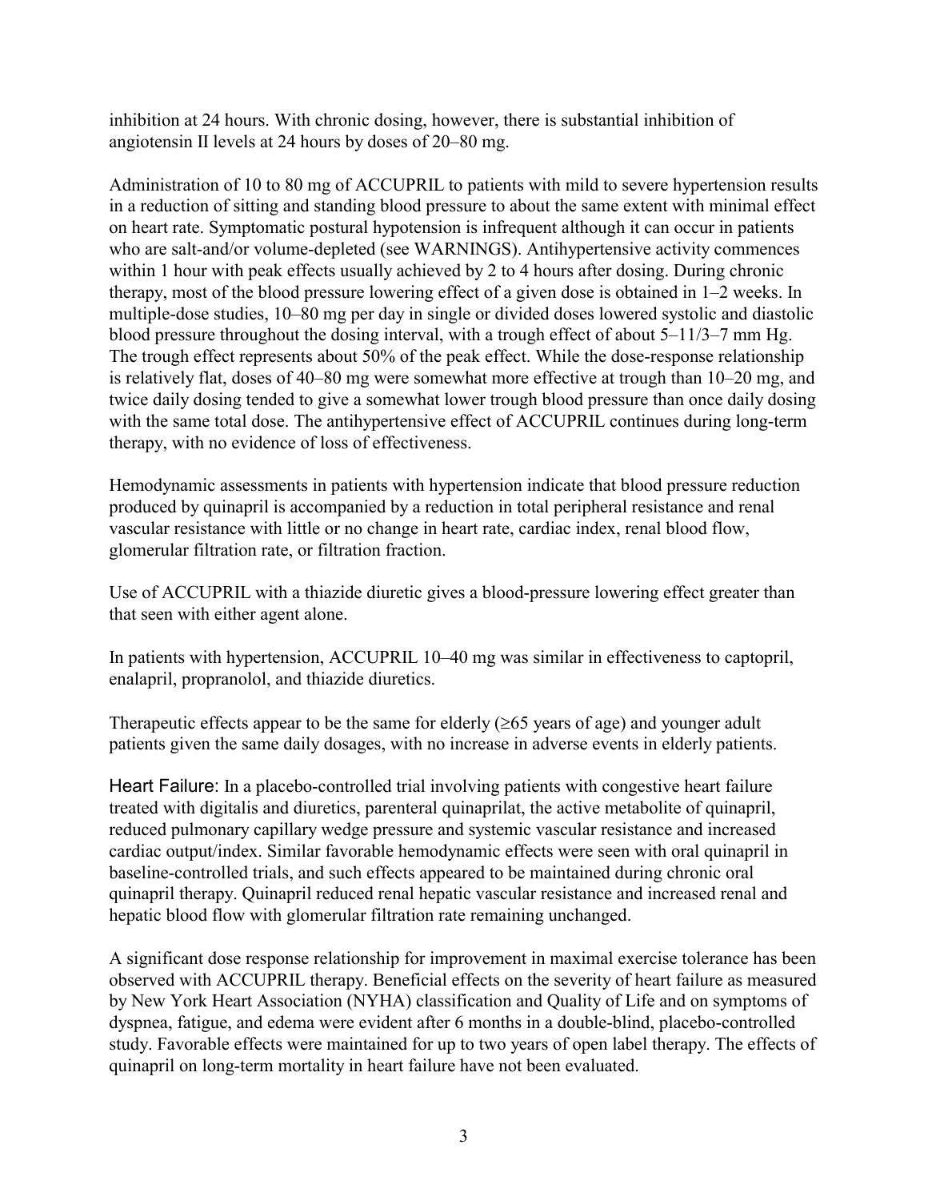inhibition at 24 hours. With chronic dosing, however, there is substantial inhibition of angiotensin II levels at 24 hours by doses of 20–80 mg.

Administration of 10 to 80 mg of ACCUPRIL to patients with mild to severe hypertension results in a reduction of sitting and standing blood pressure to about the same extent with minimal effect on heart rate. Symptomatic postural hypotension is infrequent although it can occur in patients who are salt-and/or volume-depleted (see WARNINGS). Antihypertensive activity commences within 1 hour with peak effects usually achieved by 2 to 4 hours after dosing. During chronic therapy, most of the blood pressure lowering effect of a given dose is obtained in 1–2 weeks. In multiple-dose studies, 10–80 mg per day in single or divided doses lowered systolic and diastolic blood pressure throughout the dosing interval, with a trough effect of about 5–11/3–7 mm Hg. The trough effect represents about 50% of the peak effect. While the dose-response relationship is relatively flat, doses of 40–80 mg were somewhat more effective at trough than 10–20 mg, and twice daily dosing tended to give a somewhat lower trough blood pressure than once daily dosing with the same total dose. The antihypertensive effect of ACCUPRIL continues during long-term therapy, with no evidence of loss of effectiveness.

Hemodynamic assessments in patients with hypertension indicate that blood pressure reduction produced by quinapril is accompanied by a reduction in total peripheral resistance and renal vascular resistance with little or no change in heart rate, cardiac index, renal blood flow, glomerular filtration rate, or filtration fraction.

Use of ACCUPRIL with a thiazide diuretic gives a blood-pressure lowering effect greater than that seen with either agent alone.

In patients with hypertension, ACCUPRIL 10–40 mg was similar in effectiveness to captopril, enalapril, propranolol, and thiazide diuretics.

Therapeutic effects appear to be the same for elderly (≥65 years of age) and younger adult patients given the same daily dosages, with no increase in adverse events in elderly patients.

Heart Failure: In a placebo-controlled trial involving patients with congestive heart failure treated with digitalis and diuretics, parenteral quinaprilat, the active metabolite of quinapril, reduced pulmonary capillary wedge pressure and systemic vascular resistance and increased cardiac output/index. Similar favorable hemodynamic effects were seen with oral quinapril in baseline-controlled trials, and such effects appeared to be maintained during chronic oral quinapril therapy. Quinapril reduced renal hepatic vascular resistance and increased renal and hepatic blood flow with glomerular filtration rate remaining unchanged.

A significant dose response relationship for improvement in maximal exercise tolerance has been observed with ACCUPRIL therapy. Beneficial effects on the severity of heart failure as measured by New York Heart Association (NYHA) classification and Quality of Life and on symptoms of dyspnea, fatigue, and edema were evident after 6 months in a double-blind, placebo-controlled study. Favorable effects were maintained for up to two years of open label therapy. The effects of quinapril on long-term mortality in heart failure have not been evaluated.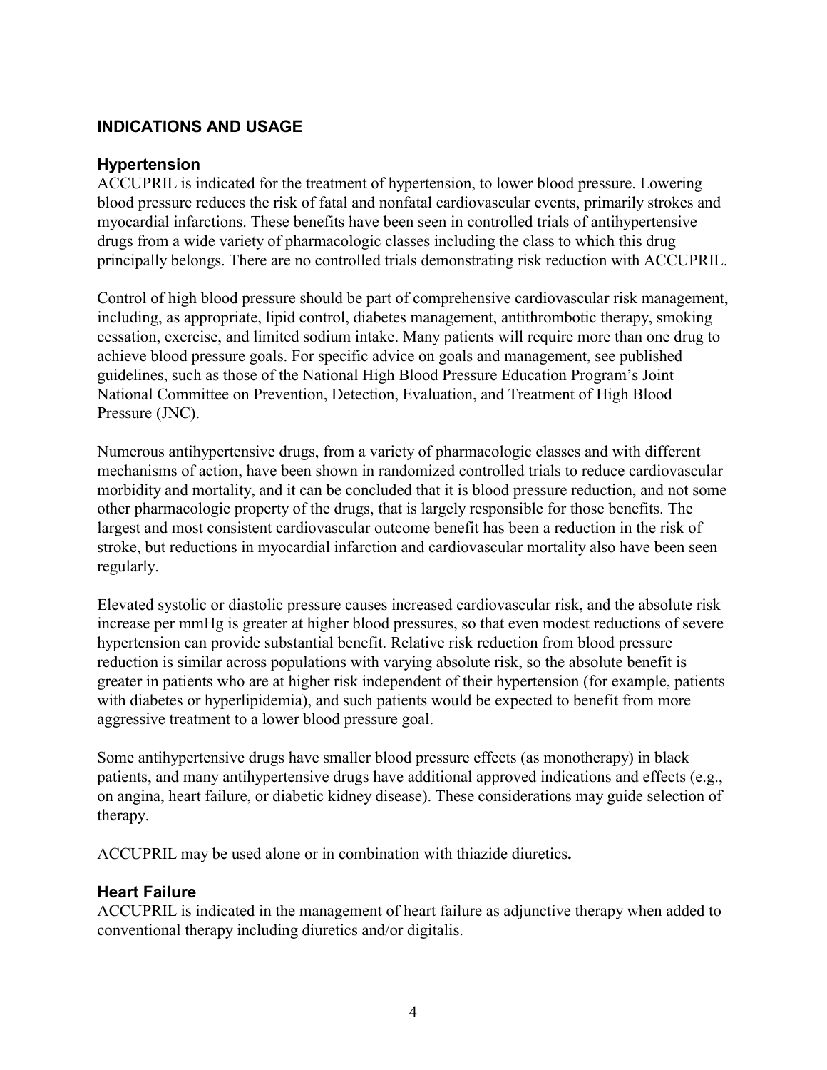## INDICATIONS AND USAGE

### Hypertension

ACCUPRIL is indicated for the treatment of hypertension, to lower blood pressure. Lowering blood pressure reduces the risk of fatal and nonfatal cardiovascular events, primarily strokes and myocardial infarctions. These benefits have been seen in controlled trials of antihypertensive drugs from a wide variety of pharmacologic classes including the class to which this drug principally belongs. There are no controlled trials demonstrating risk reduction with ACCUPRIL.

Control of high blood pressure should be part of comprehensive cardiovascular risk management, including, as appropriate, lipid control, diabetes management, antithrombotic therapy, smoking cessation, exercise, and limited sodium intake. Many patients will require more than one drug to achieve blood pressure goals. For specific advice on goals and management, see published guidelines, such as those of the National High Blood Pressure Education Program's Joint National Committee on Prevention, Detection, Evaluation, and Treatment of High Blood Pressure (JNC).

Numerous antihypertensive drugs, from a variety of pharmacologic classes and with different mechanisms of action, have been shown in randomized controlled trials to reduce cardiovascular morbidity and mortality, and it can be concluded that it is blood pressure reduction, and not some other pharmacologic property of the drugs, that is largely responsible for those benefits. The largest and most consistent cardiovascular outcome benefit has been a reduction in the risk of stroke, but reductions in myocardial infarction and cardiovascular mortality also have been seen regularly.

Elevated systolic or diastolic pressure causes increased cardiovascular risk, and the absolute risk increase per mmHg is greater at higher blood pressures, so that even modest reductions of severe hypertension can provide substantial benefit. Relative risk reduction from blood pressure reduction is similar across populations with varying absolute risk, so the absolute benefit is greater in patients who are at higher risk independent of their hypertension (for example, patients with diabetes or hyperlipidemia), and such patients would be expected to benefit from more aggressive treatment to a lower blood pressure goal.

Some antihypertensive drugs have smaller blood pressure effects (as monotherapy) in black patients, and many antihypertensive drugs have additional approved indications and effects (e.g., on angina, heart failure, or diabetic kidney disease). These considerations may guide selection of therapy.

ACCUPRIL may be used alone or in combination with thiazide diuretics**.**

### Heart Failure

ACCUPRIL is indicated in the management of heart failure as adjunctive therapy when added to conventional therapy including diuretics and/or digitalis.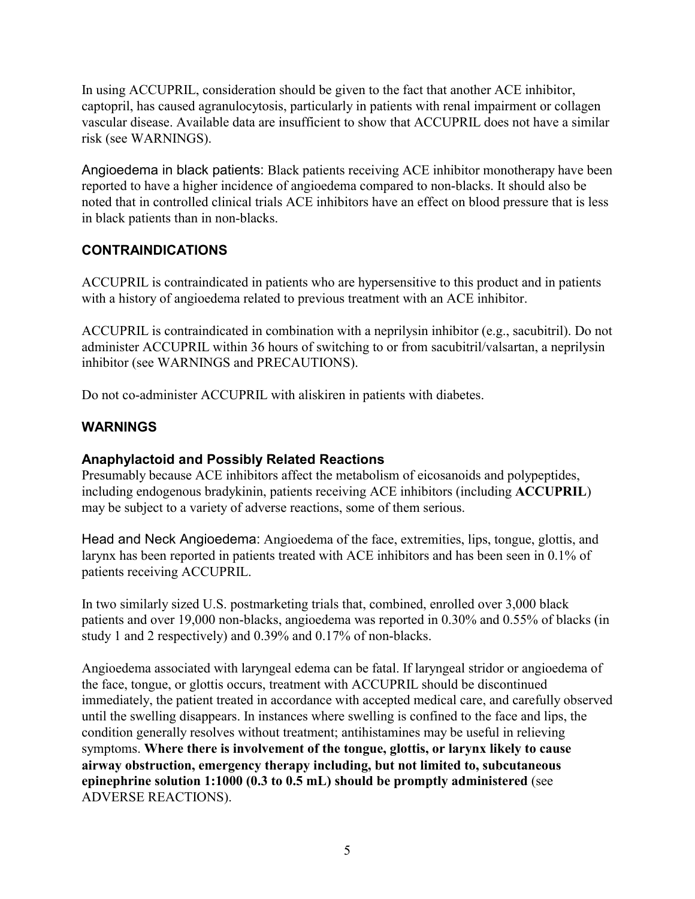In using ACCUPRIL, consideration should be given to the fact that another ACE inhibitor, captopril, has caused agranulocytosis, particularly in patients with renal impairment or collagen vascular disease. Available data are insufficient to show that ACCUPRIL does not have a similar risk (see WARNINGS).

Angioedema in black patients: Black patients receiving ACE inhibitor monotherapy have been reported to have a higher incidence of angioedema compared to non-blacks. It should also be noted that in controlled clinical trials ACE inhibitors have an effect on blood pressure that is less in black patients than in non-blacks.

## CONTRAINDICATIONS

ACCUPRIL is contraindicated in patients who are hypersensitive to this product and in patients with a history of angioedema related to previous treatment with an ACE inhibitor.

ACCUPRIL is contraindicated in combination with a neprilysin inhibitor (e.g., sacubitril). Do not administer ACCUPRIL within 36 hours of switching to or from sacubitril/valsartan, a neprilysin inhibitor (see WARNINGS and PRECAUTIONS).

Do not co-administer ACCUPRIL with aliskiren in patients with diabetes.

## WARNINGS

### Anaphylactoid and Possibly Related Reactions

Presumably because ACE inhibitors affect the metabolism of eicosanoids and polypeptides, including endogenous bradykinin, patients receiving ACE inhibitors (including **ACCUPRIL**) may be subject to a variety of adverse reactions, some of them serious.

Head and Neck Angioedema: Angioedema of the face, extremities, lips, tongue, glottis, and larynx has been reported in patients treated with ACE inhibitors and has been seen in 0.1% of patients receiving ACCUPRIL.

In two similarly sized U.S. postmarketing trials that, combined, enrolled over 3,000 black patients and over 19,000 non-blacks, angioedema was reported in 0.30% and 0.55% of blacks (in study 1 and 2 respectively) and 0.39% and 0.17% of non-blacks.

Angioedema associated with laryngeal edema can be fatal. If laryngeal stridor or angioedema of the face, tongue, or glottis occurs, treatment with ACCUPRIL should be discontinued immediately, the patient treated in accordance with accepted medical care, and carefully observed until the swelling disappears. In instances where swelling is confined to the face and lips, the condition generally resolves without treatment; antihistamines may be useful in relieving symptoms. **Where there is involvement of the tongue, glottis, or larynx likely to cause airway obstruction, emergency therapy including, but not limited to, subcutaneous epinephrine solution 1:1000 (0.3 to 0.5 mL) should be promptly administered** (see ADVERSE REACTIONS).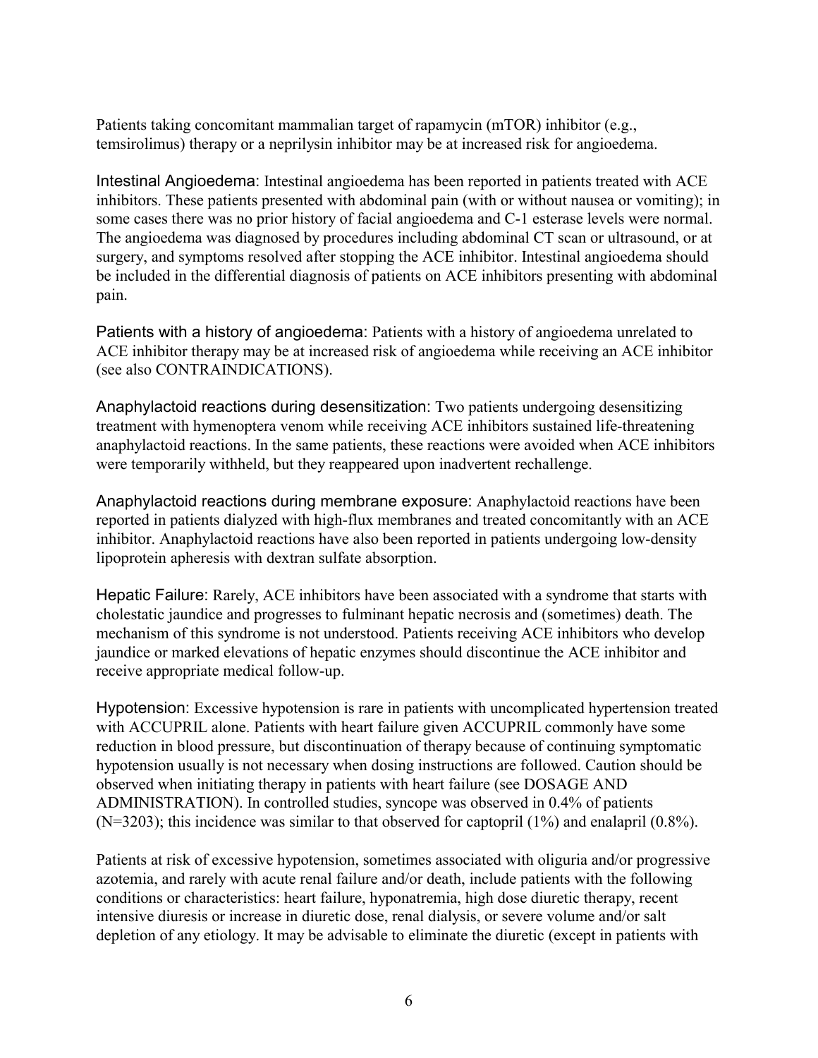Patients taking concomitant mammalian target of rapamycin (mTOR) inhibitor (e.g., temsirolimus) therapy or a neprilysin inhibitor may be at increased risk for angioedema.

Intestinal Angioedema: Intestinal angioedema has been reported in patients treated with ACE inhibitors. These patients presented with abdominal pain (with or without nausea or vomiting); in some cases there was no prior history of facial angioedema and C-1 esterase levels were normal. The angioedema was diagnosed by procedures including abdominal CT scan or ultrasound, or at surgery, and symptoms resolved after stopping the ACE inhibitor. Intestinal angioedema should be included in the differential diagnosis of patients on ACE inhibitors presenting with abdominal pain.

Patients with a history of angioedema: Patients with a history of angioedema unrelated to ACE inhibitor therapy may be at increased risk of angioedema while receiving an ACE inhibitor (see also CONTRAINDICATIONS).

Anaphylactoid reactions during desensitization: Two patients undergoing desensitizing treatment with hymenoptera venom while receiving ACE inhibitors sustained life-threatening anaphylactoid reactions. In the same patients, these reactions were avoided when ACE inhibitors were temporarily withheld, but they reappeared upon inadvertent rechallenge.

Anaphylactoid reactions during membrane exposure: Anaphylactoid reactions have been reported in patients dialyzed with high-flux membranes and treated concomitantly with an ACE inhibitor. Anaphylactoid reactions have also been reported in patients undergoing low-density lipoprotein apheresis with dextran sulfate absorption.

Hepatic Failure: Rarely, ACE inhibitors have been associated with a syndrome that starts with cholestatic jaundice and progresses to fulminant hepatic necrosis and (sometimes) death. The mechanism of this syndrome is not understood. Patients receiving ACE inhibitors who develop jaundice or marked elevations of hepatic enzymes should discontinue the ACE inhibitor and receive appropriate medical follow-up.

Hypotension: Excessive hypotension is rare in patients with uncomplicated hypertension treated with ACCUPRIL alone. Patients with heart failure given ACCUPRIL commonly have some reduction in blood pressure, but discontinuation of therapy because of continuing symptomatic hypotension usually is not necessary when dosing instructions are followed. Caution should be observed when initiating therapy in patients with heart failure (see DOSAGE AND ADMINISTRATION). In controlled studies, syncope was observed in 0.4% of patients (N=3203); this incidence was similar to that observed for captopril (1%) and enalapril (0.8%).

Patients at risk of excessive hypotension, sometimes associated with oliguria and/or progressive azotemia, and rarely with acute renal failure and/or death, include patients with the following conditions or characteristics: heart failure, hyponatremia, high dose diuretic therapy, recent intensive diuresis or increase in diuretic dose, renal dialysis, or severe volume and/or salt depletion of any etiology. It may be advisable to eliminate the diuretic (except in patients with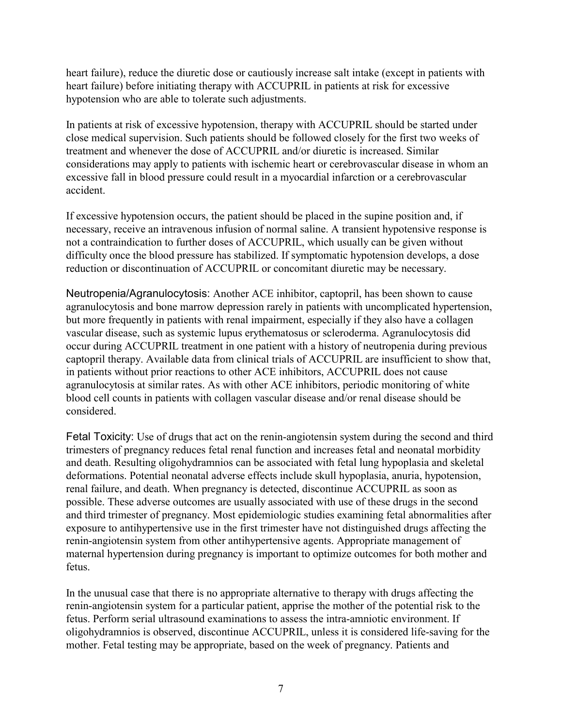heart failure), reduce the diuretic dose or cautiously increase salt intake (except in patients with heart failure) before initiating therapy with ACCUPRIL in patients at risk for excessive hypotension who are able to tolerate such adjustments.

In patients at risk of excessive hypotension, therapy with ACCUPRIL should be started under close medical supervision. Such patients should be followed closely for the first two weeks of treatment and whenever the dose of ACCUPRIL and/or diuretic is increased. Similar considerations may apply to patients with ischemic heart or cerebrovascular disease in whom an excessive fall in blood pressure could result in a myocardial infarction or a cerebrovascular accident.

If excessive hypotension occurs, the patient should be placed in the supine position and, if necessary, receive an intravenous infusion of normal saline. A transient hypotensive response is not a contraindication to further doses of ACCUPRIL, which usually can be given without difficulty once the blood pressure has stabilized. If symptomatic hypotension develops, a dose reduction or discontinuation of ACCUPRIL or concomitant diuretic may be necessary.

Neutropenia/Agranulocytosis: Another ACE inhibitor, captopril, has been shown to cause agranulocytosis and bone marrow depression rarely in patients with uncomplicated hypertension, but more frequently in patients with renal impairment, especially if they also have a collagen vascular disease, such as systemic lupus erythematosus or scleroderma. Agranulocytosis did occur during ACCUPRIL treatment in one patient with a history of neutropenia during previous captopril therapy. Available data from clinical trials of ACCUPRIL are insufficient to show that, in patients without prior reactions to other ACE inhibitors, ACCUPRIL does not cause agranulocytosis at similar rates. As with other ACE inhibitors, periodic monitoring of white blood cell counts in patients with collagen vascular disease and/or renal disease should be considered.

Fetal Toxicity: Use of drugs that act on the renin-angiotensin system during the second and third trimesters of pregnancy reduces fetal renal function and increases fetal and neonatal morbidity and death. Resulting oligohydramnios can be associated with fetal lung hypoplasia and skeletal deformations. Potential neonatal adverse effects include skull hypoplasia, anuria, hypotension, renal failure, and death. When pregnancy is detected, discontinue ACCUPRIL as soon as possible. These adverse outcomes are usually associated with use of these drugs in the second and third trimester of pregnancy. Most epidemiologic studies examining fetal abnormalities after exposure to antihypertensive use in the first trimester have not distinguished drugs affecting the renin-angiotensin system from other antihypertensive agents. Appropriate management of maternal hypertension during pregnancy is important to optimize outcomes for both mother and fetus.

In the unusual case that there is no appropriate alternative to therapy with drugs affecting the renin-angiotensin system for a particular patient, apprise the mother of the potential risk to the fetus. Perform serial ultrasound examinations to assess the intra-amniotic environment. If oligohydramnios is observed, discontinue ACCUPRIL, unless it is considered life-saving for the mother. Fetal testing may be appropriate, based on the week of pregnancy. Patients and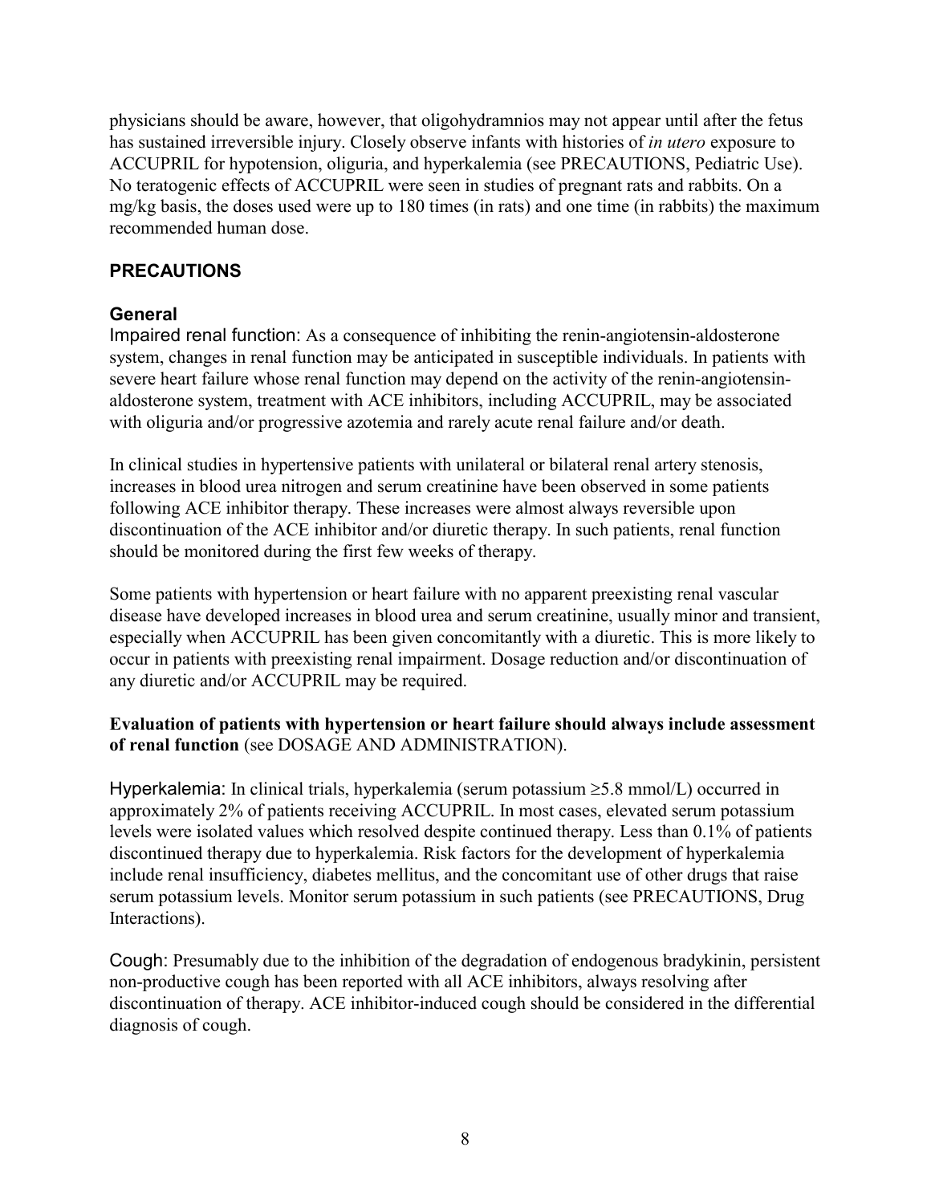physicians should be aware, however, that oligohydramnios may not appear until after the fetus has sustained irreversible injury. Closely observe infants with histories of *in utero* exposure to ACCUPRIL for hypotension, oliguria, and hyperkalemia (see PRECAUTIONS, Pediatric Use). No teratogenic effects of ACCUPRIL were seen in studies of pregnant rats and rabbits. On a mg/kg basis, the doses used were up to 180 times (in rats) and one time (in rabbits) the maximum recommended human dose.

## PRECAUTIONS

### General

Impaired renal function: As a consequence of inhibiting the renin-angiotensin-aldosterone system, changes in renal function may be anticipated in susceptible individuals. In patients with severe heart failure whose renal function may depend on the activity of the renin-angiotensin-aldosterone system, treatment with ACE inhibitors, including ACCUPRIL, may be associated with oliguria and/or progressive azotemia and rarely acute renal failure and/or death.

In clinical studies in hypertensive patients with unilateral or bilateral renal artery stenosis, increases in blood urea nitrogen and serum creatinine have been observed in some patients following ACE inhibitor therapy. These increases were almost always reversible upon discontinuation of the ACE inhibitor and/or diuretic therapy. In such patients, renal function should be monitored during the first few weeks of therapy.

Some patients with hypertension or heart failure with no apparent preexisting renal vascular disease have developed increases in blood urea and serum creatinine, usually minor and transient, especially when ACCUPRIL has been given concomitantly with a diuretic. This is more likely to occur in patients with preexisting renal impairment. Dosage reduction and/or discontinuation of any diuretic and/or ACCUPRIL may be required.

**Evaluation of patients with hypertension or heart failure should always include assessment of renal function** (see DOSAGE AND ADMINISTRATION).

Hyperkalemia: In clinical trials, hyperkalemia (serum potassium ≥5.8 mmol/L) occurred in approximately 2% of patients receiving ACCUPRIL. In most cases, elevated serum potassium levels were isolated values which resolved despite continued therapy. Less than 0.1% of patients discontinued therapy due to hyperkalemia. Risk factors for the development of hyperkalemia include renal insufficiency, diabetes mellitus, and the concomitant use of other drugs that raise serum potassium levels. Monitor serum potassium in such patients (see PRECAUTIONS, Drug Interactions).

Cough: Presumably due to the inhibition of the degradation of endogenous bradykinin, persistent non-productive cough has been reported with all ACE inhibitors, always resolving after discontinuation of therapy. ACE inhibitor-induced cough should be considered in the differential diagnosis of cough.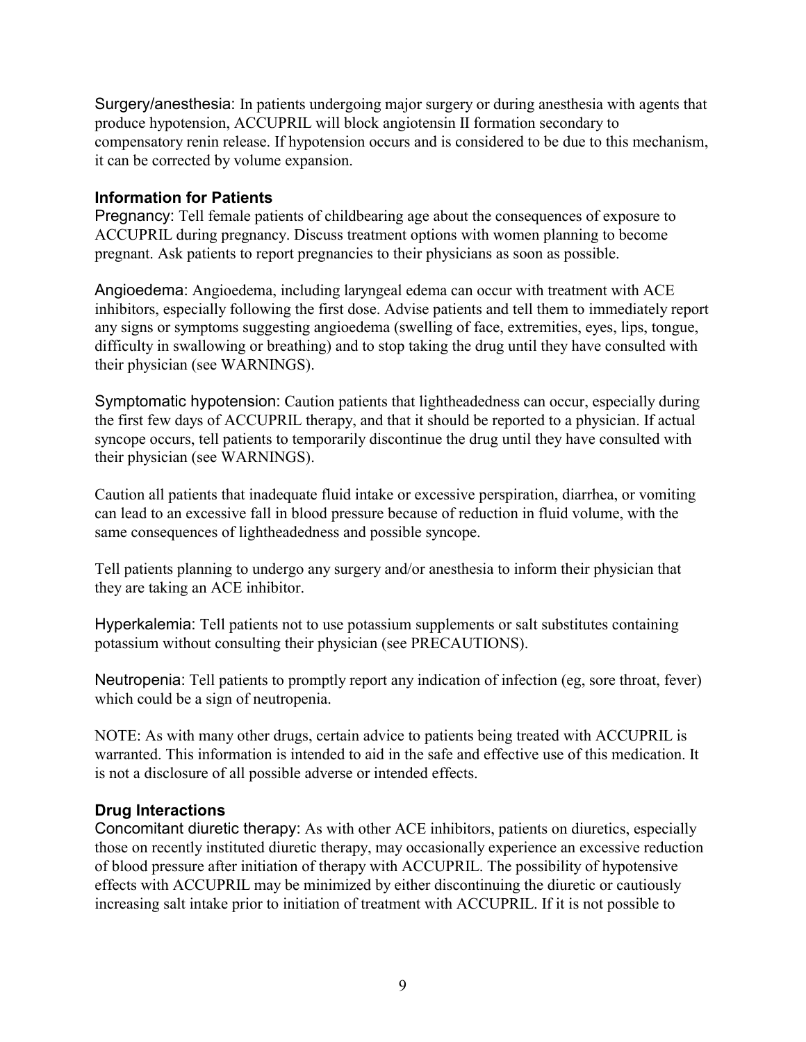Surgery/anesthesia: In patients undergoing major surgery or during anesthesia with agents that produce hypotension, ACCUPRIL will block angiotensin II formation secondary to compensatory renin release. If hypotension occurs and is considered to be due to this mechanism, it can be corrected by volume expansion.

### Information for Patients

Pregnancy: Tell female patients of childbearing age about the consequences of exposure to ACCUPRIL during pregnancy. Discuss treatment options with women planning to become pregnant. Ask patients to report pregnancies to their physicians as soon as possible.

Angioedema: Angioedema, including laryngeal edema can occur with treatment with ACE inhibitors, especially following the first dose. Advise patients and tell them to immediately report any signs or symptoms suggesting angioedema (swelling of face, extremities, eyes, lips, tongue, difficulty in swallowing or breathing) and to stop taking the drug until they have consulted with their physician (see WARNINGS).

Symptomatic hypotension: Caution patients that lightheadedness can occur, especially during the first few days of ACCUPRIL therapy, and that it should be reported to a physician. If actual syncope occurs, tell patients to temporarily discontinue the drug until they have consulted with their physician (see WARNINGS).

Caution all patients that inadequate fluid intake or excessive perspiration, diarrhea, or vomiting can lead to an excessive fall in blood pressure because of reduction in fluid volume, with the same consequences of lightheadedness and possible syncope.

Tell patients planning to undergo any surgery and/or anesthesia to inform their physician that they are taking an ACE inhibitor.

Hyperkalemia: Tell patients not to use potassium supplements or salt substitutes containing potassium without consulting their physician (see PRECAUTIONS).

Neutropenia: Tell patients to promptly report any indication of infection (eg, sore throat, fever) which could be a sign of neutropenia.

NOTE: As with many other drugs, certain advice to patients being treated with ACCUPRIL is warranted. This information is intended to aid in the safe and effective use of this medication. It is not a disclosure of all possible adverse or intended effects.

### Drug Interactions

Concomitant diuretic therapy: As with other ACE inhibitors, patients on diuretics, especially those on recently instituted diuretic therapy, may occasionally experience an excessive reduction of blood pressure after initiation of therapy with ACCUPRIL. The possibility of hypotensive effects with ACCUPRIL may be minimized by either discontinuing the diuretic or cautiously increasing salt intake prior to initiation of treatment with ACCUPRIL. If it is not possible to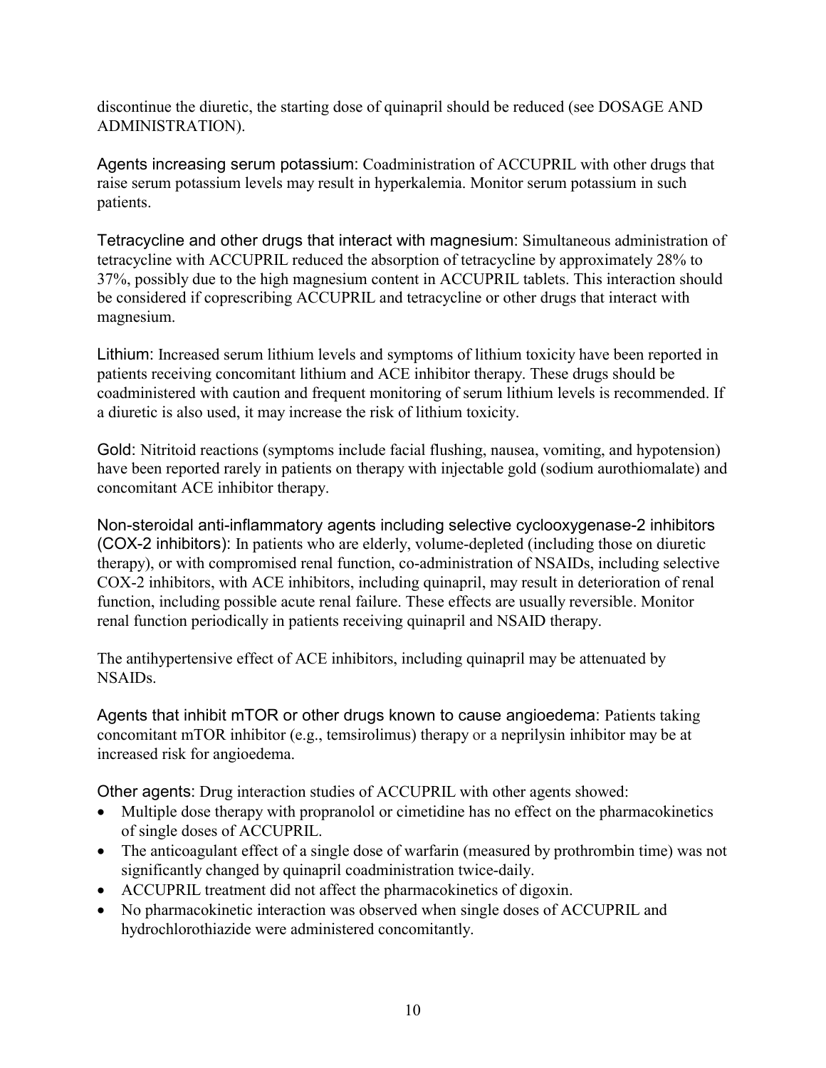discontinue the diuretic, the starting dose of quinapril should be reduced (see DOSAGE AND ADMINISTRATION).

Agents increasing serum potassium: Coadministration of ACCUPRIL with other drugs that raise serum potassium levels may result in hyperkalemia. Monitor serum potassium in such patients.

Tetracycline and other drugs that interact with magnesium: Simultaneous administration of tetracycline with ACCUPRIL reduced the absorption of tetracycline by approximately 28% to 37%, possibly due to the high magnesium content in ACCUPRIL tablets. This interaction should be considered if coprescribing ACCUPRIL and tetracycline or other drugs that interact with magnesium.

Lithium: Increased serum lithium levels and symptoms of lithium toxicity have been reported in patients receiving concomitant lithium and ACE inhibitor therapy. These drugs should be coadministered with caution and frequent monitoring of serum lithium levels is recommended. If a diuretic is also used, it may increase the risk of lithium toxicity.

Gold: Nitritoid reactions (symptoms include facial flushing, nausea, vomiting, and hypotension) have been reported rarely in patients on therapy with injectable gold (sodium aurothiomalate) and concomitant ACE inhibitor therapy.

Non-steroidal anti-inflammatory agents including selective cyclooxygenase-2 inhibitors (COX-2 inhibitors): In patients who are elderly, volume-depleted (including those on diuretic therapy), or with compromised renal function, co-administration of NSAIDs, including selective COX-2 inhibitors, with ACE inhibitors, including quinapril, may result in deterioration of renal function, including possible acute renal failure. These effects are usually reversible. Monitor renal function periodically in patients receiving quinapril and NSAID therapy.

The antihypertensive effect of ACE inhibitors, including quinapril may be attenuated by NSAIDs.

Agents that inhibit mTOR or other drugs known to cause angioedema: Patients taking concomitant mTOR inhibitor (e.g., temsirolimus) therapy or a neprilysin inhibitor may be at increased risk for angioedema.

Other agents: Drug interaction studies of ACCUPRIL with other agents showed:

- Multiple dose therapy with propranolol or cimetidine has no effect on the pharmacokinetics of single doses of ACCUPRIL.
- The anticoagulant effect of a single dose of warfarin (measured by prothrombin time) was not significantly changed by quinapril coadministration twice-daily.
- ACCUPRIL treatment did not affect the pharmacokinetics of digoxin.
- No pharmacokinetic interaction was observed when single doses of ACCUPRIL and hydrochlorothiazide were administered concomitantly.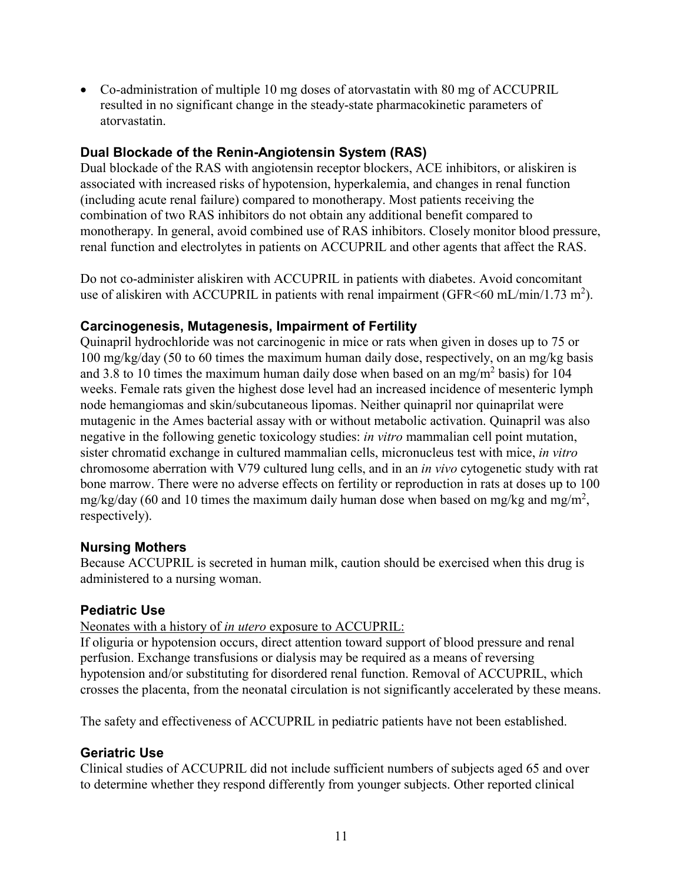- Co-administration of multiple 10 mg doses of atorvastatin with 80 mg of ACCUPRIL resulted in no significant change in the steady-state pharmacokinetic parameters of atorvastatin.

### Dual Blockade of the Renin-Angiotensin System (RAS)

Dual blockade of the RAS with angiotensin receptor blockers, ACE inhibitors, or aliskiren is associated with increased risks of hypotension, hyperkalemia, and changes in renal function (including acute renal failure) compared to monotherapy. Most patients receiving the combination of two RAS inhibitors do not obtain any additional benefit compared to monotherapy. In general, avoid combined use of RAS inhibitors. Closely monitor blood pressure, renal function and electrolytes in patients on ACCUPRIL and other agents that affect the RAS.

Do not co-administer aliskiren with ACCUPRIL in patients with diabetes. Avoid concomitant use of aliskiren with ACCUPRIL in patients with renal impairment (GFR<60 mL/min/1.73 $m^2$).

### Carcinogenesis, Mutagenesis, Impairment of Fertility

Quinapril hydrochloride was not carcinogenic in mice or rats when given in doses up to 75 or 100 mg/kg/day (50 to 60 times the maximum human daily dose, respectively, on an mg/kg basis and 3.8 to 10 times the maximum human daily dose when based on an mg/$m^2$ basis) for 104 weeks. Female rats given the highest dose level had an increased incidence of mesenteric lymph node hemangiomas and skin/subcutaneous lipomas. Neither quinapril nor quinaprilat were mutagenic in the Ames bacterial assay with or without metabolic activation. Quinapril was also negative in the following genetic toxicology studies: *in vitro* mammalian cell point mutation, sister chromatid exchange in cultured mammalian cells, micronucleus test with mice, *in vitro* chromosome aberration with V79 cultured lung cells, and in an *in vivo* cytogenetic study with rat bone marrow. There were no adverse effects on fertility or reproduction in rats at doses up to 100 mg/kg/day (60 and 10 times the maximum daily human dose when based on mg/kg and mg/$m^2$, respectively).

### Nursing Mothers

Because ACCUPRIL is secreted in human milk, caution should be exercised when this drug is administered to a nursing woman.

### Pediatric Use

Neonates with a history of *in utero* exposure to ACCUPRIL:

If oliguria or hypotension occurs, direct attention toward support of blood pressure and renal perfusion. Exchange transfusions or dialysis may be required as a means of reversing hypotension and/or substituting for disordered renal function. Removal of ACCUPRIL, which crosses the placenta, from the neonatal circulation is not significantly accelerated by these means.

The safety and effectiveness of ACCUPRIL in pediatric patients have not been established.

### Geriatric Use

Clinical studies of ACCUPRIL did not include sufficient numbers of subjects aged 65 and over to determine whether they respond differently from younger subjects. Other reported clinical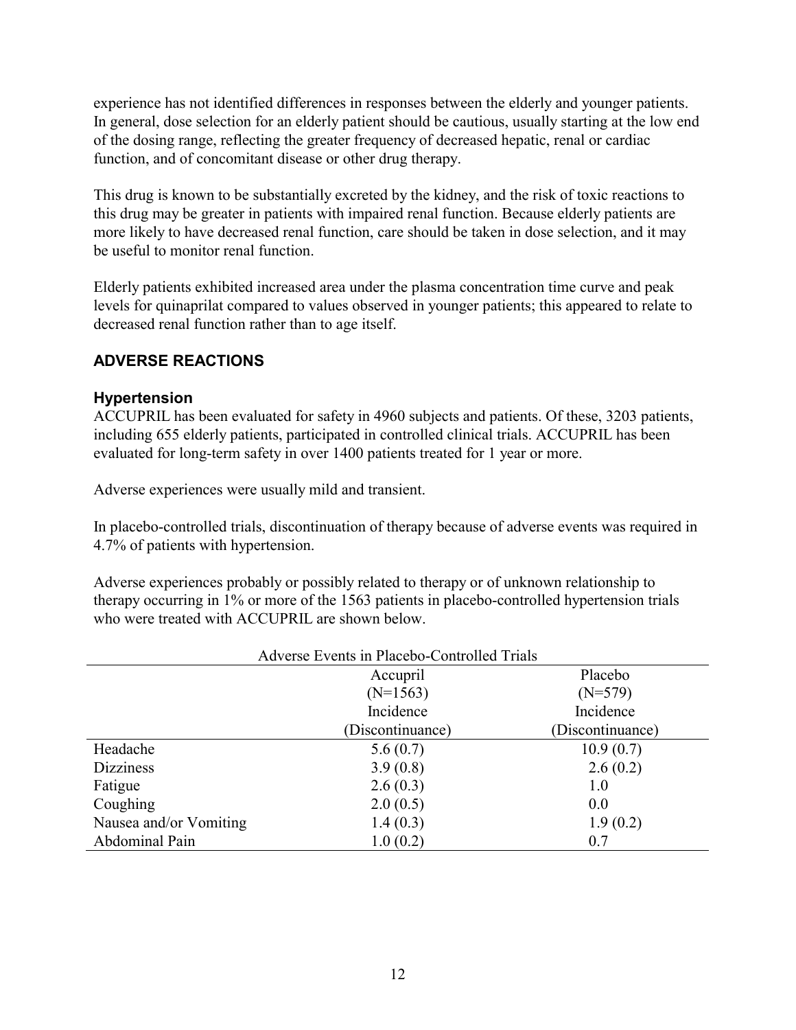experience has not identified differences in responses between the elderly and younger patients. In general, dose selection for an elderly patient should be cautious, usually starting at the low end of the dosing range, reflecting the greater frequency of decreased hepatic, renal or cardiac function, and of concomitant disease or other drug therapy.

This drug is known to be substantially excreted by the kidney, and the risk of toxic reactions to this drug may be greater in patients with impaired renal function. Because elderly patients are more likely to have decreased renal function, care should be taken in dose selection, and it may be useful to monitor renal function.

Elderly patients exhibited increased area under the plasma concentration time curve and peak levels for quinaprilat compared to values observed in younger patients; this appeared to relate to decreased renal function rather than to age itself.

## ADVERSE REACTIONS

### Hypertension

ACCUPRIL has been evaluated for safety in 4960 subjects and patients. Of these, 3203 patients, including 655 elderly patients, participated in controlled clinical trials. ACCUPRIL has been evaluated for long-term safety in over 1400 patients treated for 1 year or more.

Adverse experiences were usually mild and transient.

In placebo-controlled trials, discontinuation of therapy because of adverse events was required in 4.7% of patients with hypertension.

Adverse experiences probably or possibly related to therapy or of unknown relationship to therapy occurring in 1% or more of the 1563 patients in placebo-controlled hypertension trials who were treated with ACCUPRIL are shown below.

Adverse Events in Placebo-Controlled Trials

| | Accupril (N=1563) Incidence (Discontinuance) | Placebo (N=579) Incidence (Discontinuance) |
|---|---|---|
| Headache | 5.6 (0.7) | 10.9 (0.7) |
| Dizziness | 3.9 (0.8) | 2.6 (0.2) |
| Fatigue | 2.6 (0.3) | 1.0 |
| Coughing | 2.0 (0.5) | 0.0 |
| Nausea and/or Vomiting | 1.4 (0.3) | 1.9 (0.2) |
| Abdominal Pain | 1.0 (0.2) | 0.7 |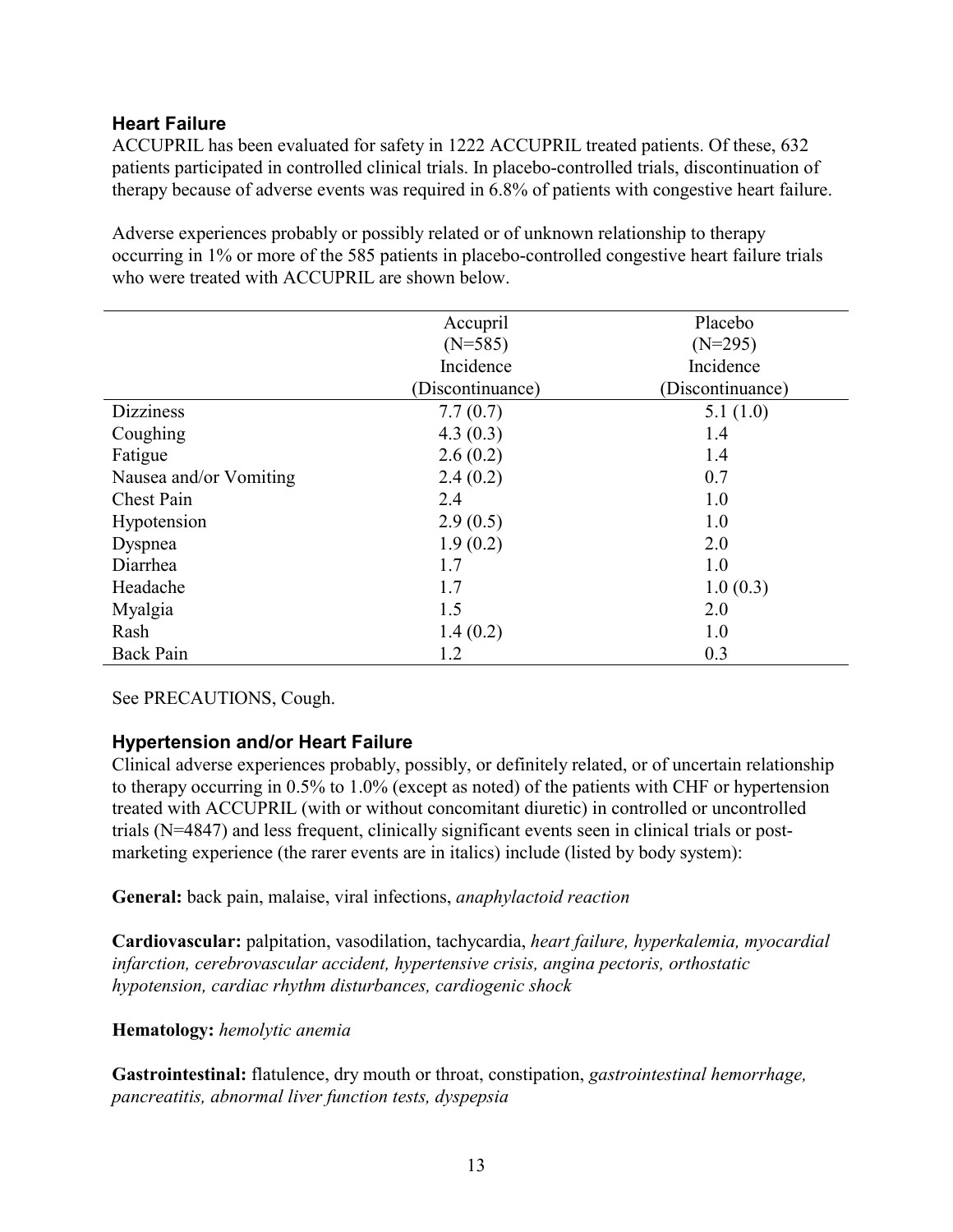### Heart Failure

ACCUPRIL has been evaluated for safety in 1222 ACCUPRIL treated patients. Of these, 632 patients participated in controlled clinical trials. In placebo-controlled trials, discontinuation of therapy because of adverse events was required in 6.8% of patients with congestive heart failure.

Adverse experiences probably or possibly related or of unknown relationship to therapy occurring in 1% or more of the 585 patients in placebo-controlled congestive heart failure trials who were treated with ACCUPRIL are shown below.

| | Accupril (N=585) Incidence (Discontinuance) | Placebo (N=295) Incidence (Discontinuance) |
|---|---|---|
| Dizziness | 7.7 (0.7) | 5.1 (1.0) |
| Coughing | 4.3 (0.3) | 1.4 |
| Fatigue | 2.6 (0.2) | 1.4 |
| Nausea and/or Vomiting | 2.4 (0.2) | 0.7 |
| Chest Pain | 2.4 | 1.0 |
| Hypotension | 2.9 (0.5) | 1.0 |
| Dyspnea | 1.9 (0.2) | 2.0 |
| Diarrhea | 1.7 | 1.0 |
| Headache | 1.7 | 1.0 (0.3) |
| Myalgia | 1.5 | 2.0 |
| Rash | 1.4 (0.2) | 1.0 |
| Back Pain | 1.2 | 0.3 |

See PRECAUTIONS, Cough.

### Hypertension and/or Heart Failure

Clinical adverse experiences probably, possibly, or definitely related, or of uncertain relationship to therapy occurring in 0.5% to 1.0% (except as noted) of the patients with CHF or hypertension treated with ACCUPRIL (with or without concomitant diuretic) in controlled or uncontrolled trials (N=4847) and less frequent, clinically significant events seen in clinical trials or post-marketing experience (the rarer events are in italics) include (listed by body system):

**General:** back pain, malaise, viral infections, *anaphylactoid reaction*

**Cardiovascular:** palpitation, vasodilation, tachycardia, *heart failure, hyperkalemia, myocardial infarction, cerebrovascular accident, hypertensive crisis, angina pectoris, orthostatic hypotension, cardiac rhythm disturbances, cardiogenic shock*

**Hematology:** *hemolytic anemia*

**Gastrointestinal:** flatulence, dry mouth or throat, constipation, *gastrointestinal hemorrhage, pancreatitis, abnormal liver function tests, dyspepsia*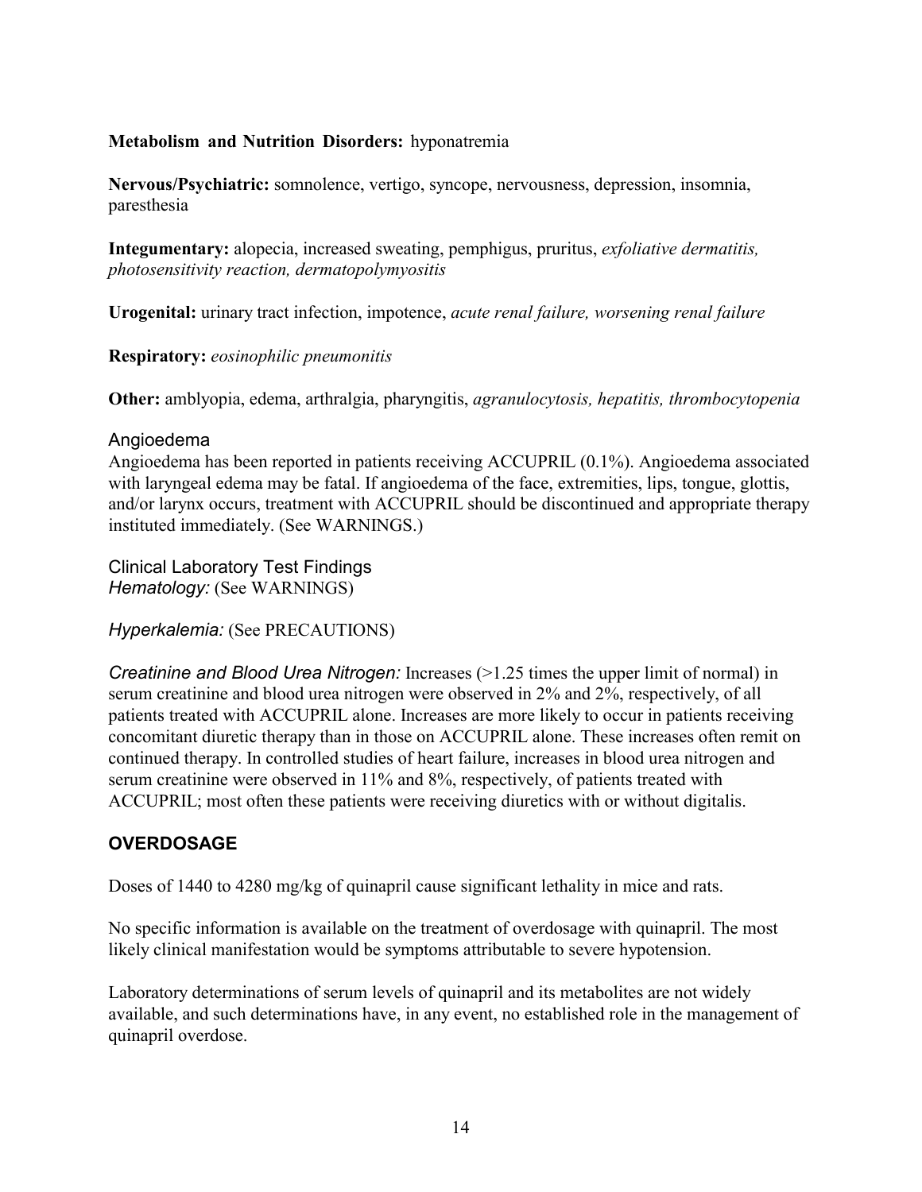**Metabolism and Nutrition Disorders:** hyponatremia

**Nervous/Psychiatric:** somnolence, vertigo, syncope, nervousness, depression, insomnia, paresthesia

**Integumentary:** alopecia, increased sweating, pemphigus, pruritus, *exfoliative dermatitis, photosensitivity reaction, dermatopolymyositis*

**Urogenital:** urinary tract infection, impotence, *acute renal failure, worsening renal failure*

**Respiratory:** *eosinophilic pneumonitis*

**Other:** amblyopia, edema, arthralgia, pharyngitis, *agranulocytosis, hepatitis, thrombocytopenia*

### Angioedema

Angioedema has been reported in patients receiving ACCUPRIL (0.1%). Angioedema associated with laryngeal edema may be fatal. If angioedema of the face, extremities, lips, tongue, glottis, and/or larynx occurs, treatment with ACCUPRIL should be discontinued and appropriate therapy instituted immediately. (See WARNINGS.)

### Clinical Laboratory Test Findings

*Hematology:* (See WARNINGS)

*Hyperkalemia:* (See PRECAUTIONS)

*Creatinine and Blood Urea Nitrogen:* Increases (>1.25 times the upper limit of normal) in serum creatinine and blood urea nitrogen were observed in 2% and 2%, respectively, of all patients treated with ACCUPRIL alone. Increases are more likely to occur in patients receiving concomitant diuretic therapy than in those on ACCUPRIL alone. These increases often remit on continued therapy. In controlled studies of heart failure, increases in blood urea nitrogen and serum creatinine were observed in 11% and 8%, respectively, of patients treated with ACCUPRIL; most often these patients were receiving diuretics with or without digitalis.

## OVERDOSAGE

Doses of 1440 to 4280 mg/kg of quinapril cause significant lethality in mice and rats.

No specific information is available on the treatment of overdosage with quinapril. The most likely clinical manifestation would be symptoms attributable to severe hypotension.

Laboratory determinations of serum levels of quinapril and its metabolites are not widely available, and such determinations have, in any event, no established role in the management of quinapril overdose.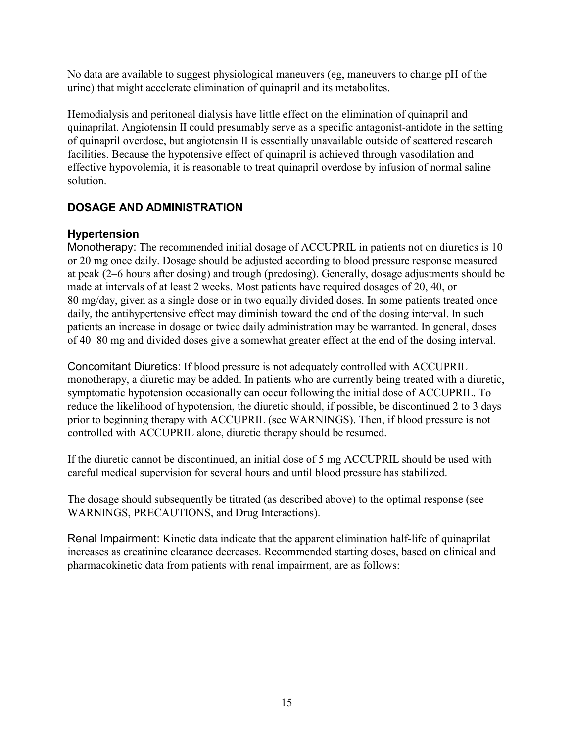No data are available to suggest physiological maneuvers (eg, maneuvers to change pH of the urine) that might accelerate elimination of quinapril and its metabolites.

Hemodialysis and peritoneal dialysis have little effect on the elimination of quinapril and quinaprilat. Angiotensin II could presumably serve as a specific antagonist-antidote in the setting of quinapril overdose, but angiotensin II is essentially unavailable outside of scattered research facilities. Because the hypotensive effect of quinapril is achieved through vasodilation and effective hypovolemia, it is reasonable to treat quinapril overdose by infusion of normal saline solution.

## DOSAGE AND ADMINISTRATION

### Hypertension

Monotherapy: The recommended initial dosage of ACCUPRIL in patients not on diuretics is 10 or 20 mg once daily. Dosage should be adjusted according to blood pressure response measured at peak (2–6 hours after dosing) and trough (predosing). Generally, dosage adjustments should be made at intervals of at least 2 weeks. Most patients have required dosages of 20, 40, or 80 mg/day, given as a single dose or in two equally divided doses. In some patients treated once daily, the antihypertensive effect may diminish toward the end of the dosing interval. In such patients an increase in dosage or twice daily administration may be warranted. In general, doses of 40–80 mg and divided doses give a somewhat greater effect at the end of the dosing interval.

Concomitant Diuretics: If blood pressure is not adequately controlled with ACCUPRIL monotherapy, a diuretic may be added. In patients who are currently being treated with a diuretic, symptomatic hypotension occasionally can occur following the initial dose of ACCUPRIL. To reduce the likelihood of hypotension, the diuretic should, if possible, be discontinued 2 to 3 days prior to beginning therapy with ACCUPRIL (see WARNINGS). Then, if blood pressure is not controlled with ACCUPRIL alone, diuretic therapy should be resumed.

If the diuretic cannot be discontinued, an initial dose of 5 mg ACCUPRIL should be used with careful medical supervision for several hours and until blood pressure has stabilized.

The dosage should subsequently be titrated (as described above) to the optimal response (see WARNINGS, PRECAUTIONS, and Drug Interactions).

Renal Impairment: Kinetic data indicate that the apparent elimination half-life of quinaprilat increases as creatinine clearance decreases. Recommended starting doses, based on clinical and pharmacokinetic data from patients with renal impairment, are as follows: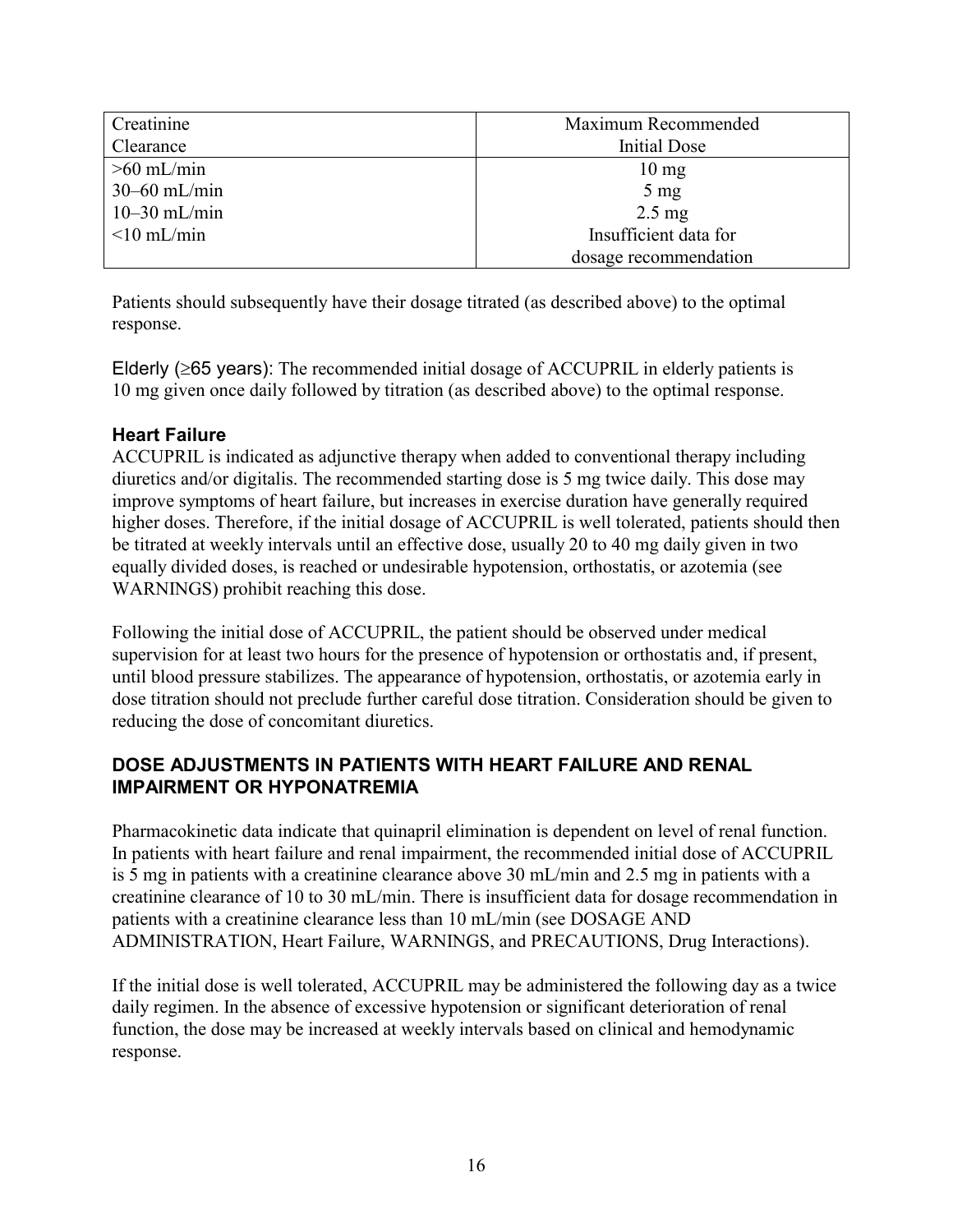| Creatinine Clearance | Maximum Recommended Initial Dose |
|---|---|
| >60 mL/min | 10 mg |
| 30–60 mL/min | 5 mg |
| 10–30 mL/min | 2.5 mg |
| <10 mL/min | Insufficient data for dosage recommendation |

Patients should subsequently have their dosage titrated (as described above) to the optimal response.

Elderly (≥65 years): The recommended initial dosage of ACCUPRIL in elderly patients is 10 mg given once daily followed by titration (as described above) to the optimal response.

### Heart Failure

ACCUPRIL is indicated as adjunctive therapy when added to conventional therapy including diuretics and/or digitalis. The recommended starting dose is 5 mg twice daily. This dose may improve symptoms of heart failure, but increases in exercise duration have generally required higher doses. Therefore, if the initial dosage of ACCUPRIL is well tolerated, patients should then be titrated at weekly intervals until an effective dose, usually 20 to 40 mg daily given in two equally divided doses, is reached or undesirable hypotension, orthostatis, or azotemia (see WARNINGS) prohibit reaching this dose.

Following the initial dose of ACCUPRIL, the patient should be observed under medical supervision for at least two hours for the presence of hypotension or orthostatis and, if present, until blood pressure stabilizes. The appearance of hypotension, orthostatis, or azotemia early in dose titration should not preclude further careful dose titration. Consideration should be given to reducing the dose of concomitant diuretics.

### DOSE ADJUSTMENTS IN PATIENTS WITH HEART FAILURE AND RENAL IMPAIRMENT OR HYPONATREMIA

Pharmacokinetic data indicate that quinapril elimination is dependent on level of renal function. In patients with heart failure and renal impairment, the recommended initial dose of ACCUPRIL is 5 mg in patients with a creatinine clearance above 30 mL/min and 2.5 mg in patients with a creatinine clearance of 10 to 30 mL/min. There is insufficient data for dosage recommendation in patients with a creatinine clearance less than 10 mL/min (see DOSAGE AND ADMINISTRATION, Heart Failure, WARNINGS, and PRECAUTIONS, Drug Interactions).

If the initial dose is well tolerated, ACCUPRIL may be administered the following day as a twice daily regimen. In the absence of excessive hypotension or significant deterioration of renal function, the dose may be increased at weekly intervals based on clinical and hemodynamic response.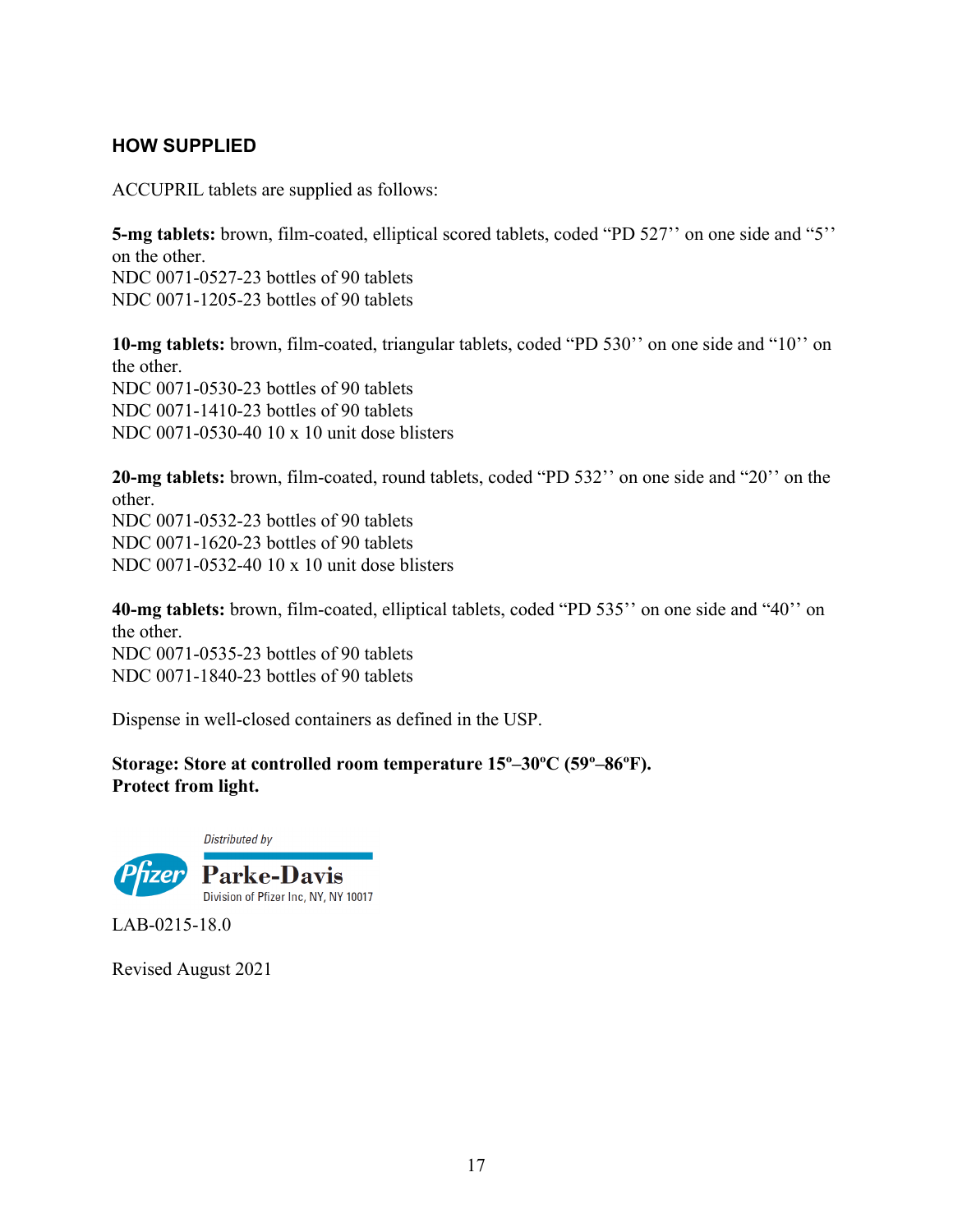## HOW SUPPLIED

ACCUPRIL tablets are supplied as follows:

**5-mg tablets:** brown, film-coated, elliptical scored tablets, coded "PD 527'' on one side and "5'' on the other.
NDC 0071-0527-23 bottles of 90 tablets
NDC 0071-1205-23 bottles of 90 tablets

**10-mg tablets:** brown, film-coated, triangular tablets, coded "PD 530'' on one side and "10'' on the other.
NDC 0071-0530-23 bottles of 90 tablets
NDC 0071-1410-23 bottles of 90 tablets
NDC 0071-0530-40 10 x 10 unit dose blisters

**20-mg tablets:** brown, film-coated, round tablets, coded "PD 532'' on one side and "20'' on the other.
NDC 0071-0532-23 bottles of 90 tablets
NDC 0071-1620-23 bottles of 90 tablets
NDC 0071-0532-40 10 x 10 unit dose blisters

**40-mg tablets:** brown, film-coated, elliptical tablets, coded "PD 535'' on one side and "40'' on the other.
NDC 0071-0535-23 bottles of 90 tablets
NDC 0071-1840-23 bottles of 90 tablets

Dispense in well-closed containers as defined in the USP.

**Storage: Store at controlled room temperature 15º–30ºC (59º–86ºF).**
**Protect from light.**

*Distributed by*
Pfizer
Parke-Davis
Division of Pfizer Inc, NY, NY 10017

LAB-0215-18.0

Revised August 2021